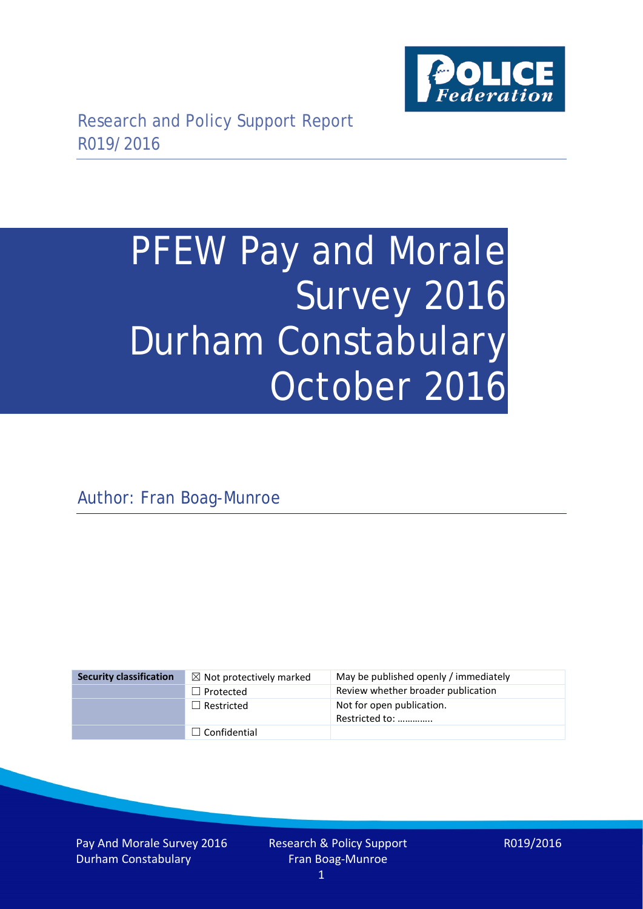Research and Policy Support Report
R019/2016

# PFEW Pay and Morale Survey 2016 Durham Constabulary October 2016

Author: Fran Boag-Munroe

| Security classification | ☒ Not protectively marked | May be published openly / immediately |
|---|---|---|
| | ☐ Protected | Review whether broader publication |
| | ☐ Restricted | Not for open publication. Restricted to: ………….. |
| | ☐ Confidential | |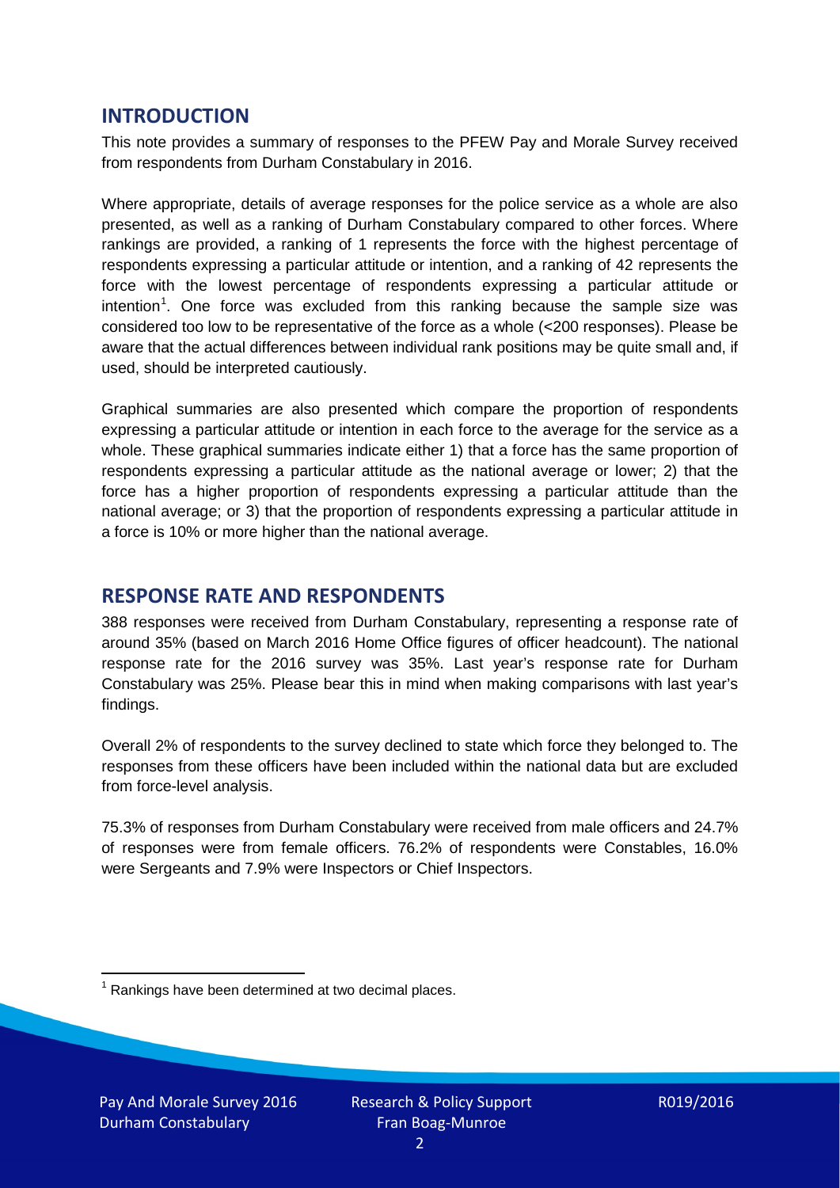## INTRODUCTION

This note provides a summary of responses to the PFEW Pay and Morale Survey received from respondents from Durham Constabulary in 2016.

Where appropriate, details of average responses for the police service as a whole are also presented, as well as a ranking of Durham Constabulary compared to other forces. Where rankings are provided, a ranking of 1 represents the force with the highest percentage of respondents expressing a particular attitude or intention, and a ranking of 42 represents the force with the lowest percentage of respondents expressing a particular attitude or intention[1]. One force was excluded from this ranking because the sample size was considered too low to be representative of the force as a whole (<200 responses). Please be aware that the actual differences between individual rank positions may be quite small and, if used, should be interpreted cautiously.

Graphical summaries are also presented which compare the proportion of respondents expressing a particular attitude or intention in each force to the average for the service as a whole. These graphical summaries indicate either 1) that a force has the same proportion of respondents expressing a particular attitude as the national average or lower; 2) that the force has a higher proportion of respondents expressing a particular attitude than the national average; or 3) that the proportion of respondents expressing a particular attitude in a force is 10% or more higher than the national average.

## RESPONSE RATE AND RESPONDENTS

388 responses were received from Durham Constabulary, representing a response rate of around 35% (based on March 2016 Home Office figures of officer headcount). The national response rate for the 2016 survey was 35%. Last year's response rate for Durham Constabulary was 25%. Please bear this in mind when making comparisons with last year's findings.

Overall 2% of respondents to the survey declined to state which force they belonged to. The responses from these officers have been included within the national data but are excluded from force-level analysis.

75.3% of responses from Durham Constabulary were received from male officers and 24.7% of responses were from female officers. 76.2% of respondents were Constables, 16.0% were Sergeants and 7.9% were Inspectors or Chief Inspectors.

[1] Rankings have been determined at two decimal places.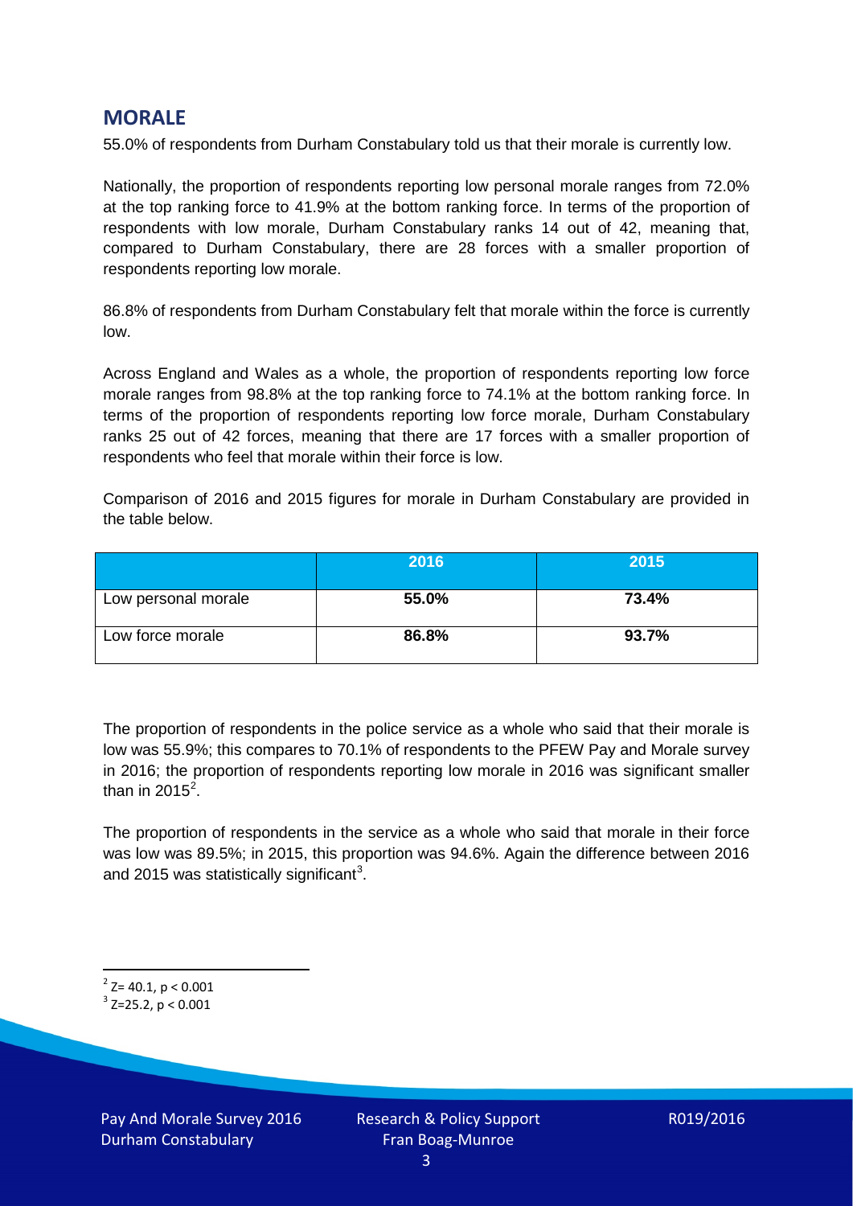## MORALE

55.0% of respondents from Durham Constabulary told us that their morale is currently low.

Nationally, the proportion of respondents reporting low personal morale ranges from 72.0% at the top ranking force to 41.9% at the bottom ranking force. In terms of the proportion of respondents with low morale, Durham Constabulary ranks 14 out of 42, meaning that, compared to Durham Constabulary, there are 28 forces with a smaller proportion of respondents reporting low morale.

86.8% of respondents from Durham Constabulary felt that morale within the force is currently low.

Across England and Wales as a whole, the proportion of respondents reporting low force morale ranges from 98.8% at the top ranking force to 74.1% at the bottom ranking force. In terms of the proportion of respondents reporting low force morale, Durham Constabulary ranks 25 out of 42 forces, meaning that there are 17 forces with a smaller proportion of respondents who feel that morale within their force is low.

Comparison of 2016 and 2015 figures for morale in Durham Constabulary are provided in the table below.

| | 2016 | 2015 |
|---|---|---|
| Low personal morale | **55.0%** | **73.4%** |
| Low force morale | **86.8%** | **93.7%** |

The proportion of respondents in the police service as a whole who said that their morale is low was 55.9%; this compares to 70.1% of respondents to the PFEW Pay and Morale survey in 2016; the proportion of respondents reporting low morale in 2016 was significant smaller than in 2015[2].

The proportion of respondents in the service as a whole who said that morale in their force was low was 89.5%; in 2015, this proportion was 94.6%. Again the difference between 2016 and 2015 was statistically significant[3].

[2] $Z= 40.1$, $p < 0.001$

[3] $Z=25.2$, $p < 0.001$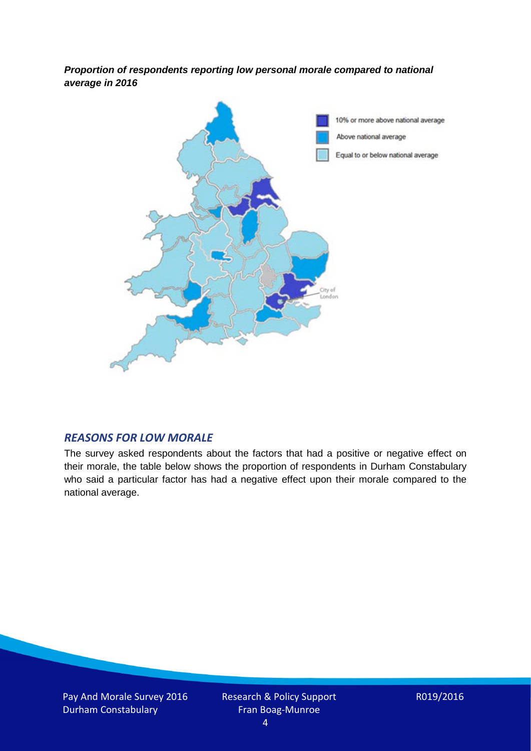***Proportion of respondents reporting low personal morale compared to national average in 2016***

10% or more above national average

Above national average

Equal to or below national average

City of London

## *REASONS FOR LOW MORALE*

The survey asked respondents about the factors that had a positive or negative effect on their morale, the table below shows the proportion of respondents in Durham Constabulary who said a particular factor has had a negative effect upon their morale compared to the national average.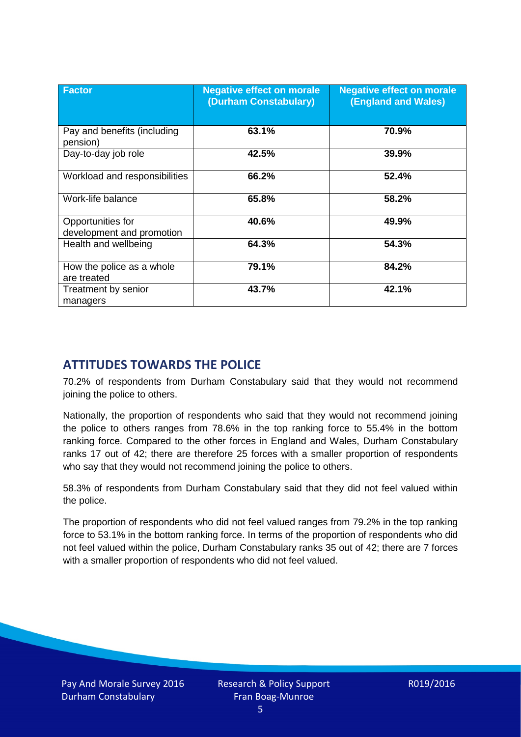| Factor | Negative effect on morale (Durham Constabulary) | Negative effect on morale (England and Wales) |
|---|---|---|
| Pay and benefits (including pension) | **63.1%** | **70.9%** |
| Day-to-day job role | **42.5%** | **39.9%** |
| Workload and responsibilities | **66.2%** | **52.4%** |
| Work-life balance | **65.8%** | **58.2%** |
| Opportunities for development and promotion | **40.6%** | **49.9%** |
| Health and wellbeing | **64.3%** | **54.3%** |
| How the police as a whole are treated | **79.1%** | **84.2%** |
| Treatment by senior managers | **43.7%** | **42.1%** |

## ATTITUDES TOWARDS THE POLICE

70.2% of respondents from Durham Constabulary said that they would not recommend joining the police to others.

Nationally, the proportion of respondents who said that they would not recommend joining the police to others ranges from 78.6% in the top ranking force to 55.4% in the bottom ranking force. Compared to the other forces in England and Wales, Durham Constabulary ranks 17 out of 42; there are therefore 25 forces with a smaller proportion of respondents who say that they would not recommend joining the police to others.

58.3% of respondents from Durham Constabulary said that they did not feel valued within the police.

The proportion of respondents who did not feel valued ranges from 79.2% in the top ranking force to 53.1% in the bottom ranking force. In terms of the proportion of respondents who did not feel valued within the police, Durham Constabulary ranks 35 out of 42; there are 7 forces with a smaller proportion of respondents who did not feel valued.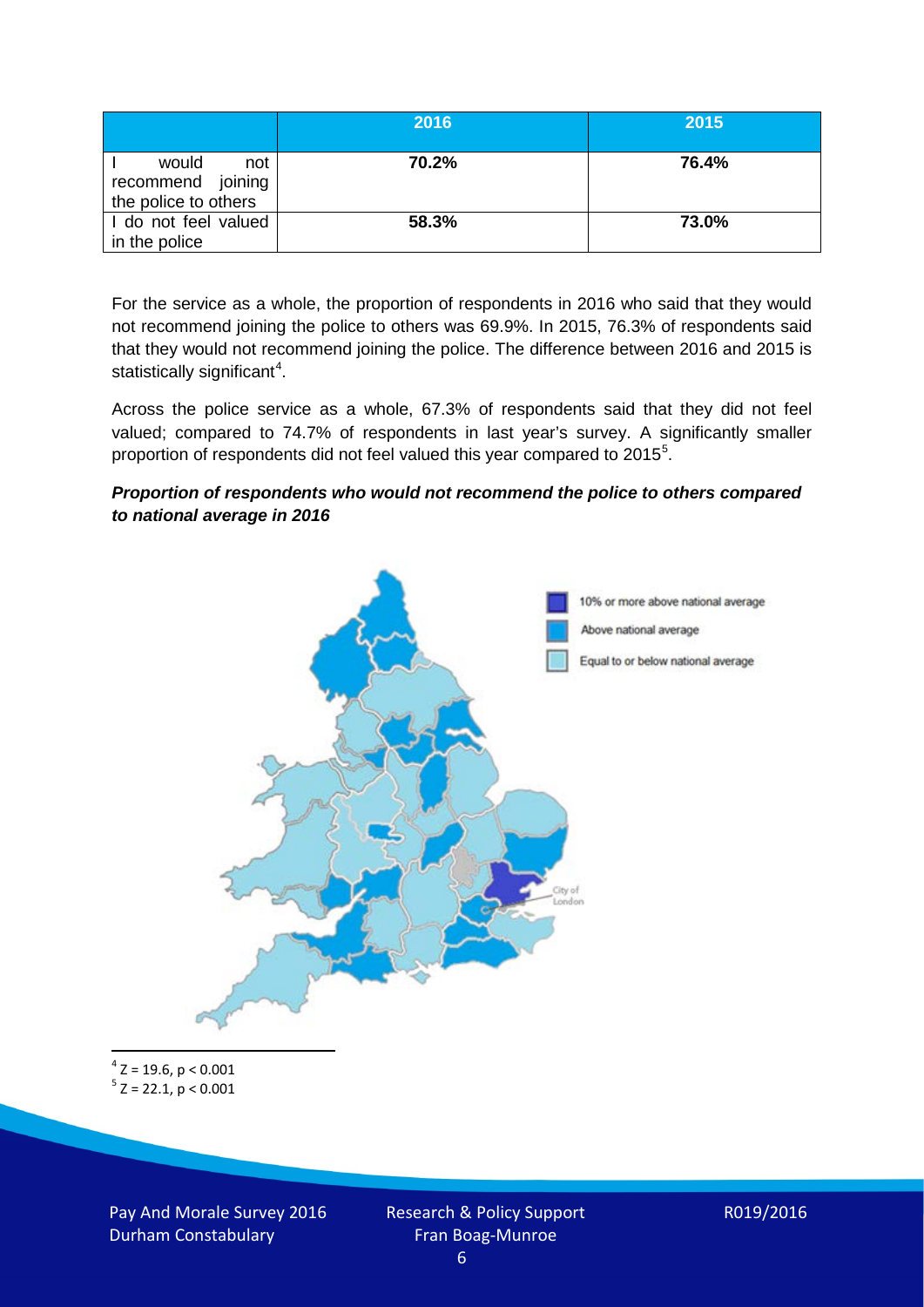| | 2016 | 2015 |
|---|---|---|
| I would not recommend joining the police to others | 70.2% | 76.4% |
| I do not feel valued in the police | 58.3% | 73.0% |

For the service as a whole, the proportion of respondents in 2016 who said that they would not recommend joining the police to others was 69.9%. In 2015, 76.3% of respondents said that they would not recommend joining the police. The difference between 2016 and 2015 is statistically significant[4].

Across the police service as a whole, 67.3% of respondents said that they did not feel valued; compared to 74.7% of respondents in last year's survey. A significantly smaller proportion of respondents did not feel valued this year compared to 2015[5].

***Proportion of respondents who would not recommend the police to others compared to national average in 2016***

10% or more above national average

Above national average

Equal to or below national average

City of London

[4] $Z = 19.6, p < 0.001$

[5] $Z = 22.1, p < 0.001$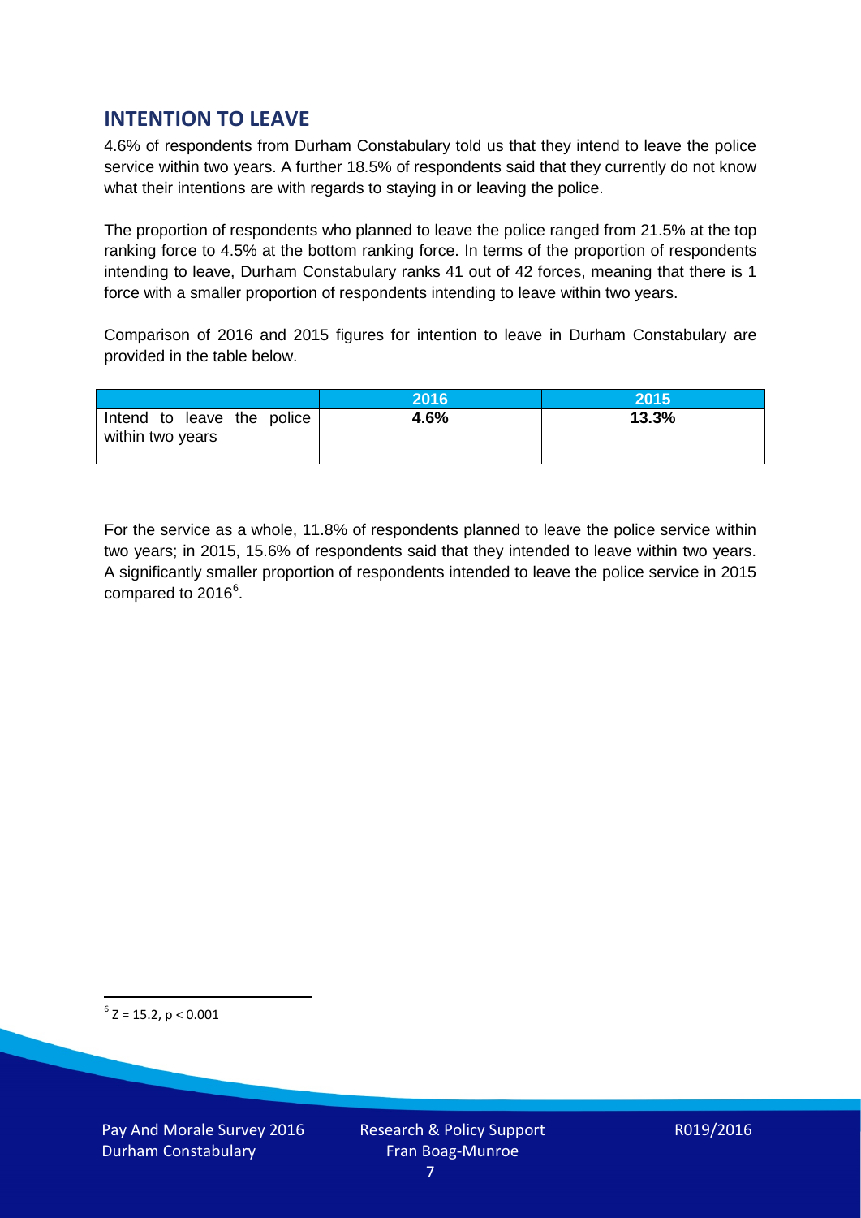## INTENTION TO LEAVE

4.6% of respondents from Durham Constabulary told us that they intend to leave the police service within two years. A further 18.5% of respondents said that they currently do not know what their intentions are with regards to staying in or leaving the police.

The proportion of respondents who planned to leave the police ranged from 21.5% at the top ranking force to 4.5% at the bottom ranking force. In terms of the proportion of respondents intending to leave, Durham Constabulary ranks 41 out of 42 forces, meaning that there is 1 force with a smaller proportion of respondents intending to leave within two years.

Comparison of 2016 and 2015 figures for intention to leave in Durham Constabulary are provided in the table below.

| | 2016 | 2015 |
|---|---|---|
| Intend to leave the police within two years | **4.6%** | **13.3%** |

For the service as a whole, 11.8% of respondents planned to leave the police service within two years; in 2015, 15.6% of respondents said that they intended to leave within two years. A significantly smaller proportion of respondents intended to leave the police service in 2015 compared to 2016[6].

[6] $Z = 15.2$, $p < 0.001$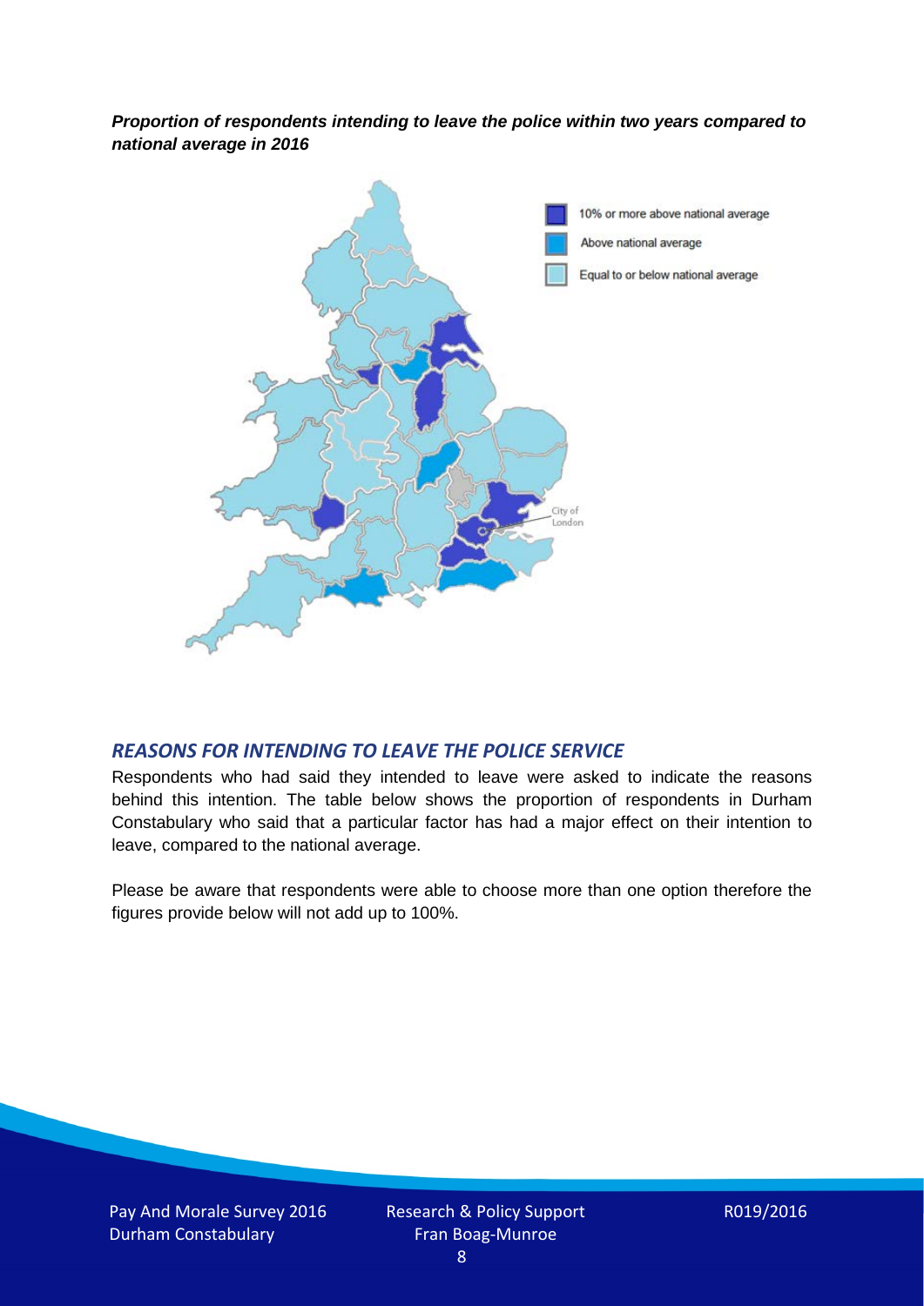***Proportion of respondents intending to leave the police within two years compared to national average in 2016***

## *REASONS FOR INTENDING TO LEAVE THE POLICE SERVICE*

Respondents who had said they intended to leave were asked to indicate the reasons behind this intention. The table below shows the proportion of respondents in Durham Constabulary who said that a particular factor has had a major effect on their intention to leave, compared to the national average.

Please be aware that respondents were able to choose more than one option therefore the figures provide below will not add up to 100%.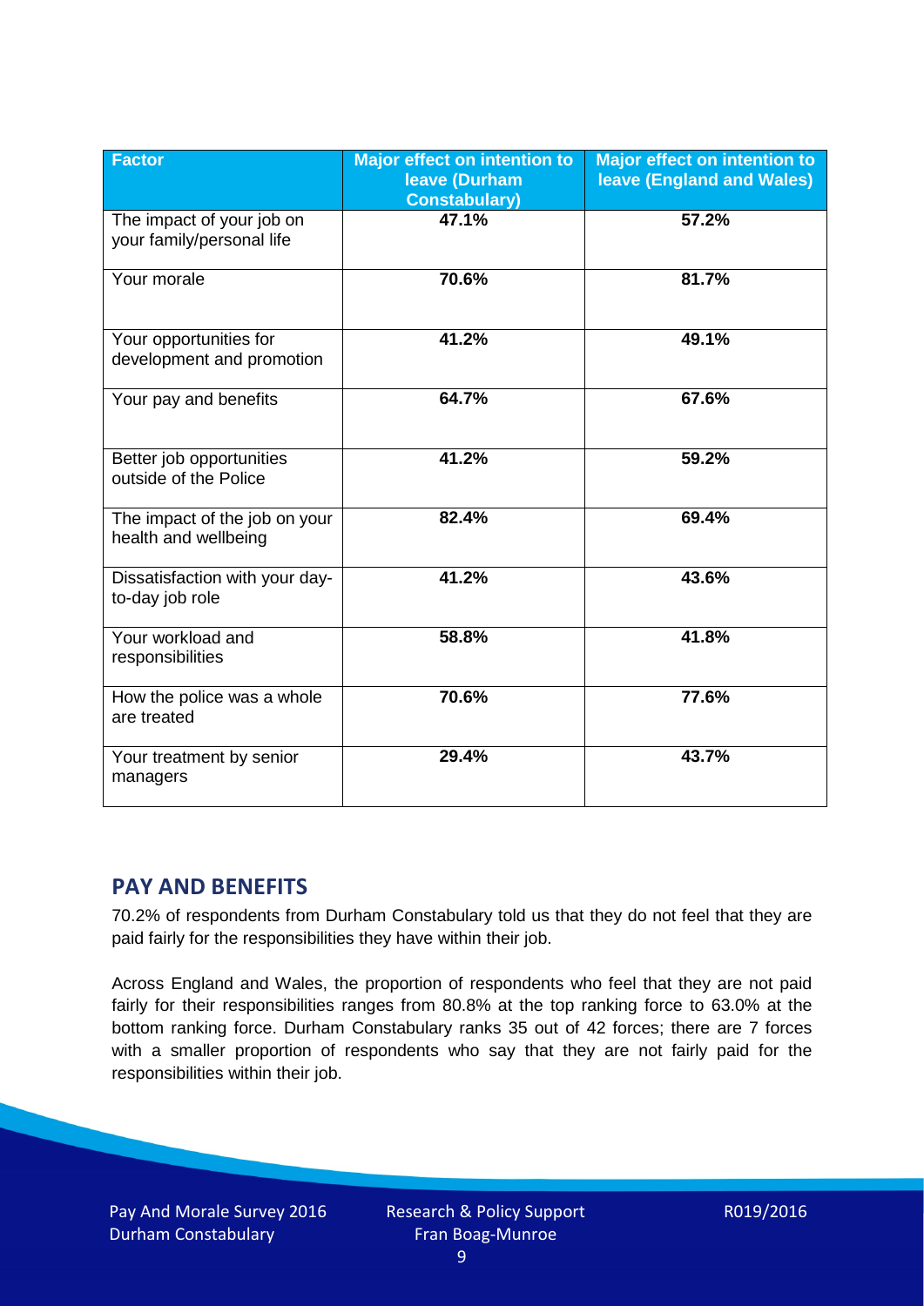| Factor | Major effect on intention to leave (Durham Constabulary) | Major effect on intention to leave (England and Wales) |
|---|---|---|
| The impact of your job on your family/personal life | 47.1% | 57.2% |
| Your morale | 70.6% | 81.7% |
| Your opportunities for development and promotion | 41.2% | 49.1% |
| Your pay and benefits | 64.7% | 67.6% |
| Better job opportunities outside of the Police | 41.2% | 59.2% |
| The impact of the job on your health and wellbeing | 82.4% | 69.4% |
| Dissatisfaction with your day-to-day job role | 41.2% | 43.6% |
| Your workload and responsibilities | 58.8% | 41.8% |
| How the police was a whole are treated | 70.6% | 77.6% |
| Your treatment by senior managers | 29.4% | 43.7% |

## PAY AND BENEFITS

70.2% of respondents from Durham Constabulary told us that they do not feel that they are paid fairly for the responsibilities they have within their job.

Across England and Wales, the proportion of respondents who feel that they are not paid fairly for their responsibilities ranges from 80.8% at the top ranking force to 63.0% at the bottom ranking force. Durham Constabulary ranks 35 out of 42 forces; there are 7 forces with a smaller proportion of respondents who say that they are not fairly paid for the responsibilities within their job.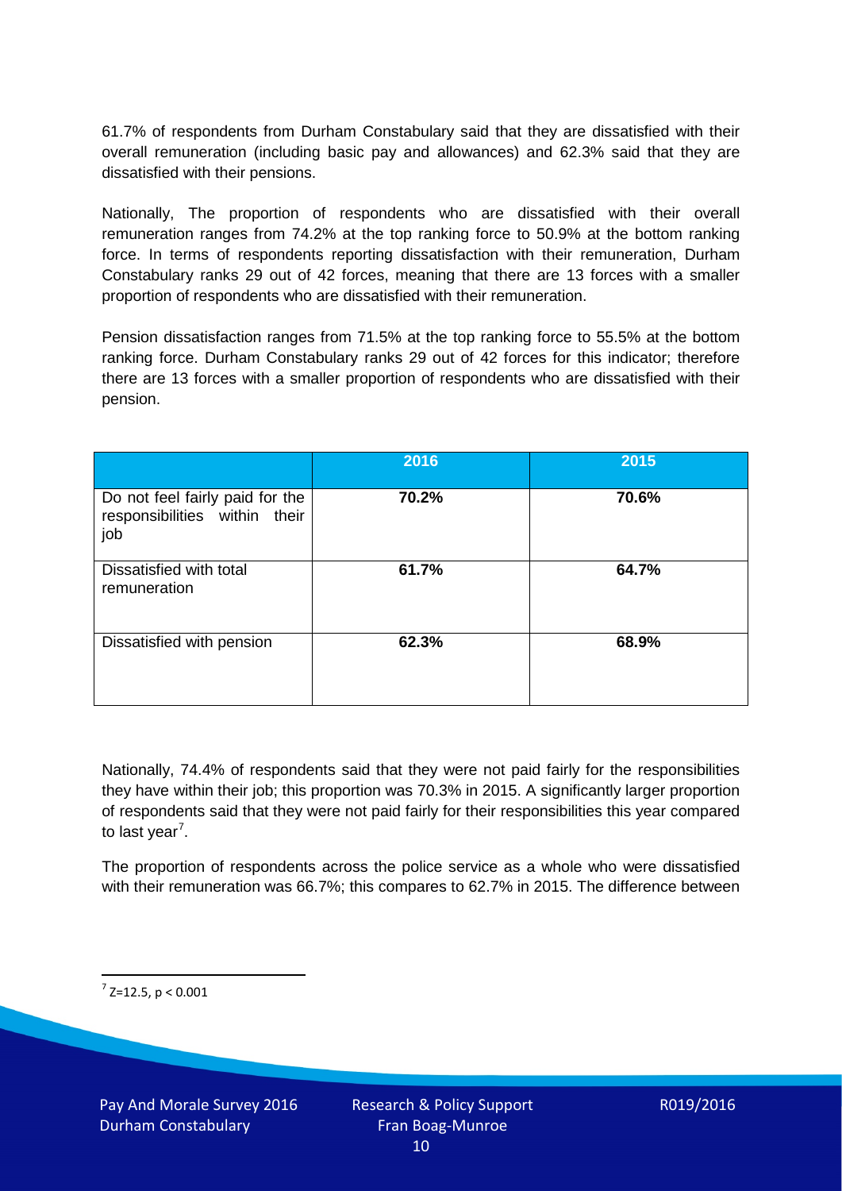61.7% of respondents from Durham Constabulary said that they are dissatisfied with their overall remuneration (including basic pay and allowances) and 62.3% said that they are dissatisfied with their pensions.

Nationally, The proportion of respondents who are dissatisfied with their overall remuneration ranges from 74.2% at the top ranking force to 50.9% at the bottom ranking force. In terms of respondents reporting dissatisfaction with their remuneration, Durham Constabulary ranks 29 out of 42 forces, meaning that there are 13 forces with a smaller proportion of respondents who are dissatisfied with their remuneration.

Pension dissatisfaction ranges from 71.5% at the top ranking force to 55.5% at the bottom ranking force. Durham Constabulary ranks 29 out of 42 forces for this indicator; therefore there are 13 forces with a smaller proportion of respondents who are dissatisfied with their pension.

| | 2016 | 2015 |
|---|---|---|
| Do not feel fairly paid for the responsibilities within their job | **70.2%** | **70.6%** |
| Dissatisfied with total remuneration | **61.7%** | **64.7%** |
| Dissatisfied with pension | **62.3%** | **68.9%** |

Nationally, 74.4% of respondents said that they were not paid fairly for the responsibilities they have within their job; this proportion was 70.3% in 2015. A significantly larger proportion of respondents said that they were not paid fairly for their responsibilities this year compared to last year[7].

The proportion of respondents across the police service as a whole who were dissatisfied with their remuneration was 66.7%; this compares to 62.7% in 2015. The difference between

[7] $Z=12.5$, $p < 0.001$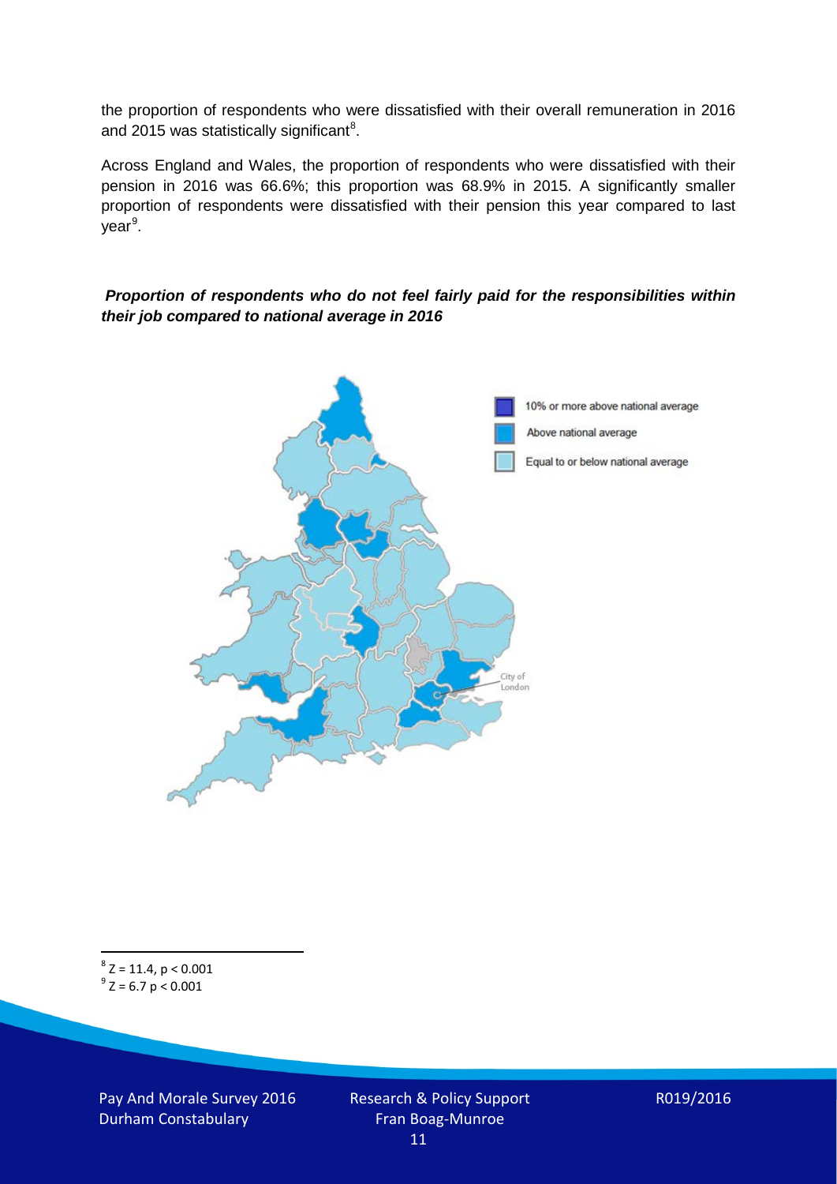the proportion of respondents who were dissatisfied with their overall remuneration in 2016 and 2015 was statistically significant[8].

Across England and Wales, the proportion of respondents who were dissatisfied with their pension in 2016 was 66.6%; this proportion was 68.9% in 2015. A significantly smaller proportion of respondents were dissatisfied with their pension this year compared to last year[9].

***Proportion of respondents who do not feel fairly paid for the responsibilities within their job compared to national average in 2016***

10% or more above national average

Above national average

Equal to or below national average

City of London

---

[8] $Z = 11.4$, $p < 0.001$

[9] $Z = 6.7$ $p < 0.001$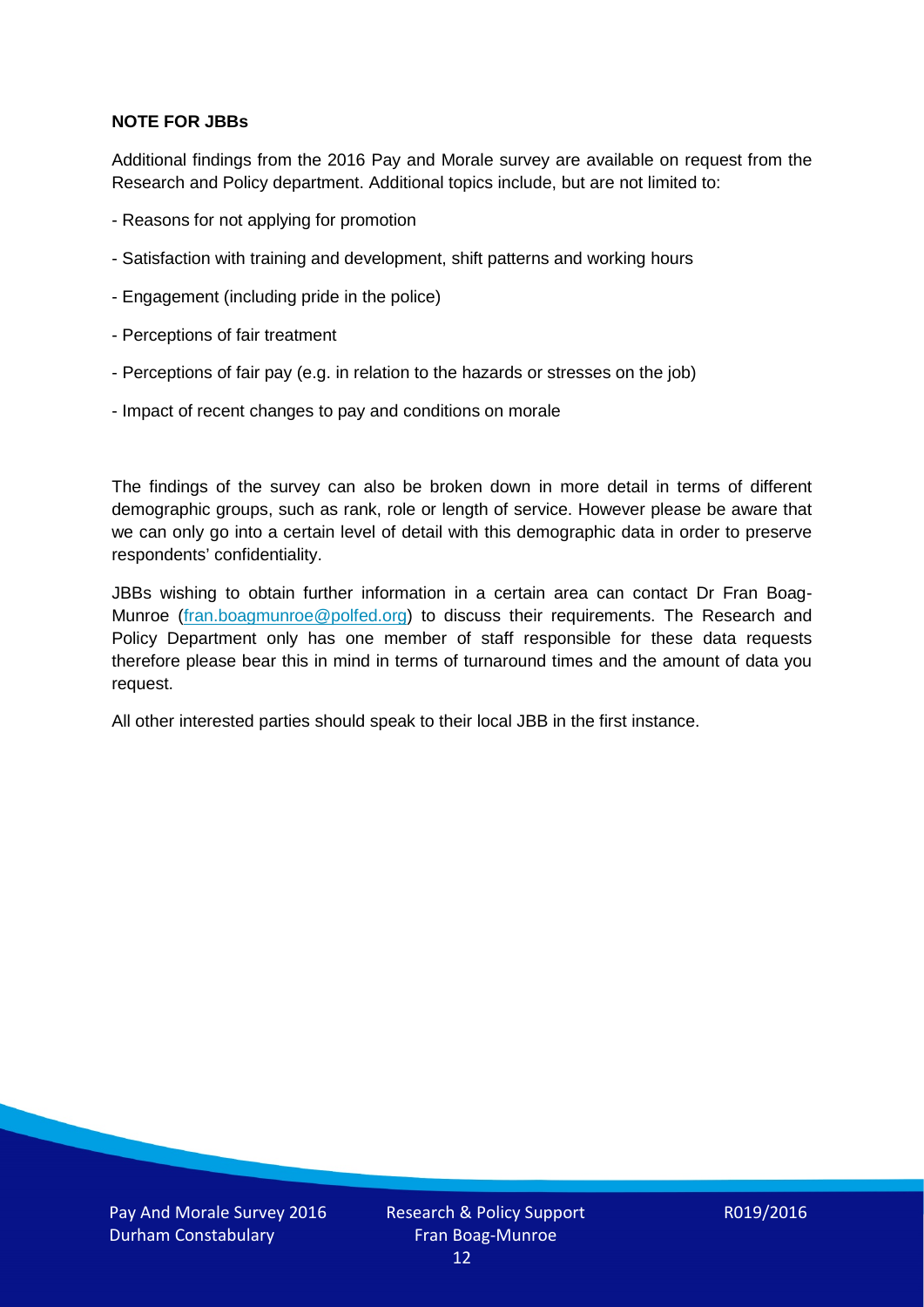**NOTE FOR JBBs**

Additional findings from the 2016 Pay and Morale survey are available on request from the Research and Policy department. Additional topics include, but are not limited to:

- Reasons for not applying for promotion
- Satisfaction with training and development, shift patterns and working hours
- Engagement (including pride in the police)
- Perceptions of fair treatment
- Perceptions of fair pay (e.g. in relation to the hazards or stresses on the job)
- Impact of recent changes to pay and conditions on morale

The findings of the survey can also be broken down in more detail in terms of different demographic groups, such as rank, role or length of service. However please be aware that we can only go into a certain level of detail with this demographic data in order to preserve respondents' confidentiality.

JBBs wishing to obtain further information in a certain area can contact Dr Fran Boag-Munroe (fran.boagmunroe@polfed.org) to discuss their requirements. The Research and Policy Department only has one member of staff responsible for these data requests therefore please bear this in mind in terms of turnaround times and the amount of data you request.

All other interested parties should speak to their local JBB in the first instance.